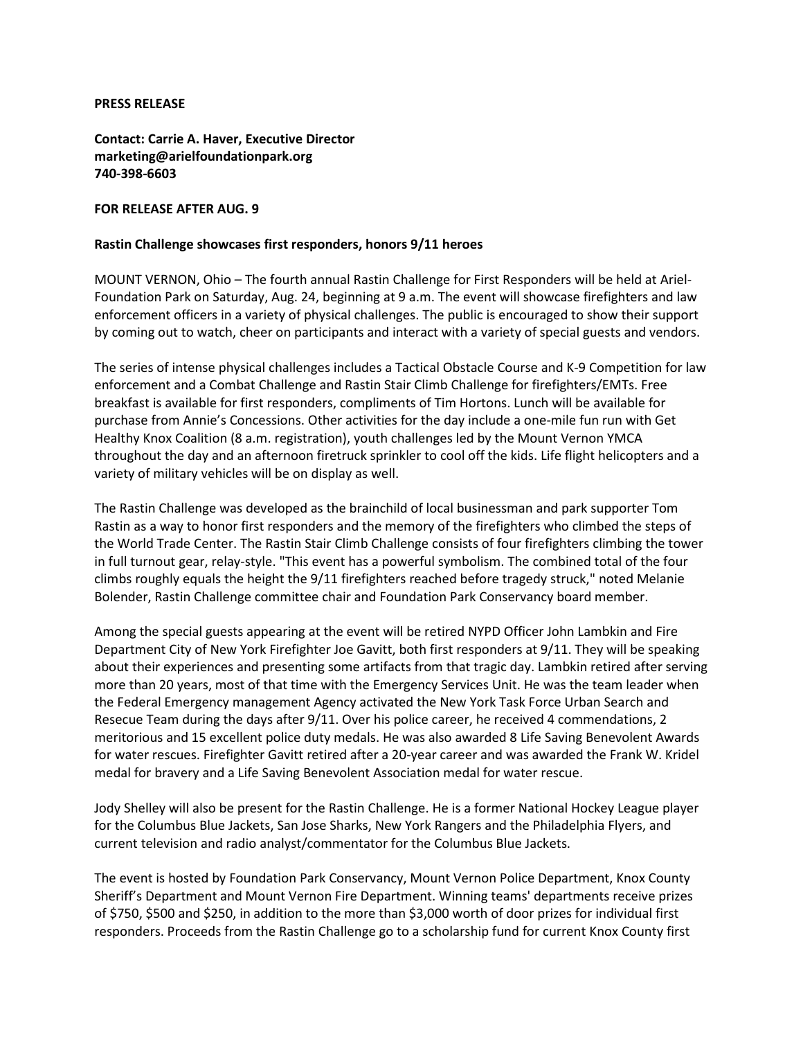**PRESS RELEASE**

**Contact: Carrie A. Haver, Executive Director**
**marketing@arielfoundationpark.org**
**740-398-6603**

**FOR RELEASE AFTER AUG. 9**

**Rastin Challenge showcases first responders, honors 9/11 heroes**

MOUNT VERNON, Ohio – The fourth annual Rastin Challenge for First Responders will be held at Ariel-Foundation Park on Saturday, Aug. 24, beginning at 9 a.m. The event will showcase firefighters and law enforcement officers in a variety of physical challenges. The public is encouraged to show their support by coming out to watch, cheer on participants and interact with a variety of special guests and vendors.

The series of intense physical challenges includes a Tactical Obstacle Course and K-9 Competition for law enforcement and a Combat Challenge and Rastin Stair Climb Challenge for firefighters/EMTs. Free breakfast is available for first responders, compliments of Tim Hortons. Lunch will be available for purchase from Annie's Concessions. Other activities for the day include a one-mile fun run with Get Healthy Knox Coalition (8 a.m. registration), youth challenges led by the Mount Vernon YMCA throughout the day and an afternoon firetruck sprinkler to cool off the kids. Life flight helicopters and a variety of military vehicles will be on display as well.

The Rastin Challenge was developed as the brainchild of local businessman and park supporter Tom Rastin as a way to honor first responders and the memory of the firefighters who climbed the steps of the World Trade Center. The Rastin Stair Climb Challenge consists of four firefighters climbing the tower in full turnout gear, relay-style. "This event has a powerful symbolism. The combined total of the four climbs roughly equals the height the 9/11 firefighters reached before tragedy struck," noted Melanie Bolender, Rastin Challenge committee chair and Foundation Park Conservancy board member.

Among the special guests appearing at the event will be retired NYPD Officer John Lambkin and Fire Department City of New York Firefighter Joe Gavitt, both first responders at 9/11. They will be speaking about their experiences and presenting some artifacts from that tragic day. Lambkin retired after serving more than 20 years, most of that time with the Emergency Services Unit. He was the team leader when the Federal Emergency management Agency activated the New York Task Force Urban Search and Resecue Team during the days after 9/11. Over his police career, he received 4 commendations, 2 meritorious and 15 excellent police duty medals. He was also awarded 8 Life Saving Benevolent Awards for water rescues. Firefighter Gavitt retired after a 20-year career and was awarded the Frank W. Kridel medal for bravery and a Life Saving Benevolent Association medal for water rescue.

Jody Shelley will also be present for the Rastin Challenge. He is a former National Hockey League player for the Columbus Blue Jackets, San Jose Sharks, New York Rangers and the Philadelphia Flyers, and current television and radio analyst/commentator for the Columbus Blue Jackets.

The event is hosted by Foundation Park Conservancy, Mount Vernon Police Department, Knox County Sheriff's Department and Mount Vernon Fire Department. Winning teams' departments receive prizes of $750, $500 and $250, in addition to the more than $3,000 worth of door prizes for individual first responders. Proceeds from the Rastin Challenge go to a scholarship fund for current Knox County first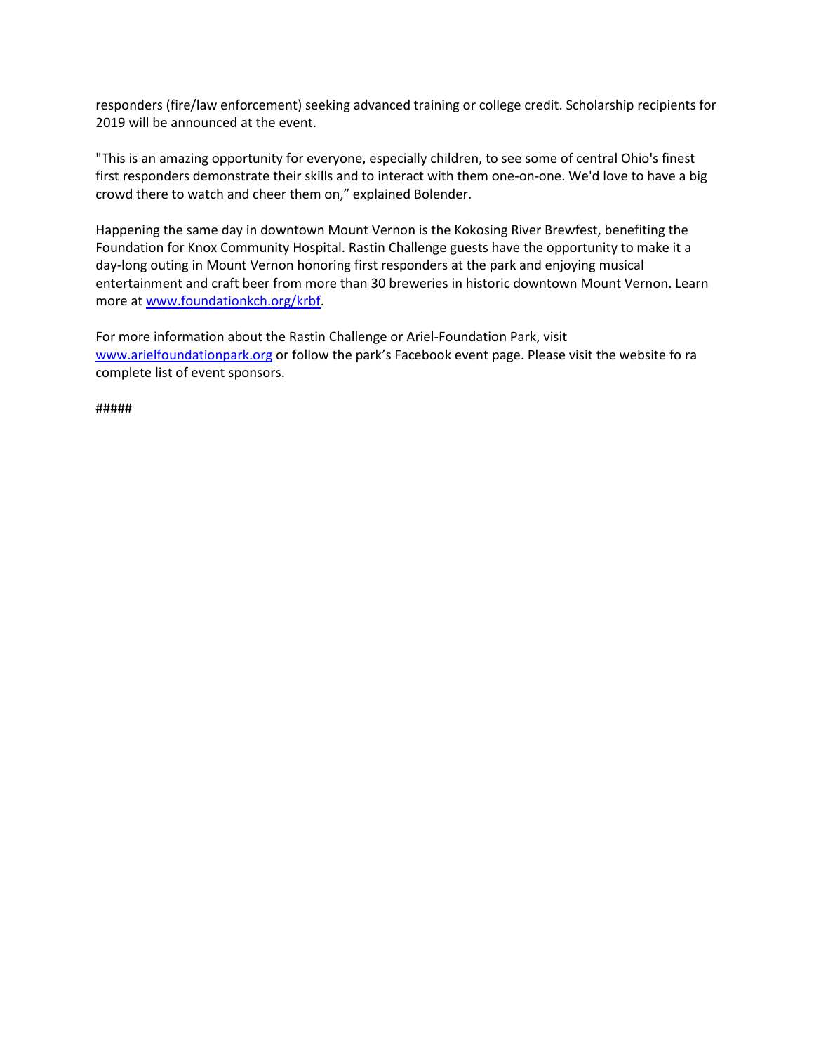responders (fire/law enforcement) seeking advanced training or college credit. Scholarship recipients for 2019 will be announced at the event.

"This is an amazing opportunity for everyone, especially children, to see some of central Ohio's finest first responders demonstrate their skills and to interact with them one-on-one. We'd love to have a big crowd there to watch and cheer them on," explained Bolender.

Happening the same day in downtown Mount Vernon is the Kokosing River Brewfest, benefiting the Foundation for Knox Community Hospital. Rastin Challenge guests have the opportunity to make it a day-long outing in Mount Vernon honoring first responders at the park and enjoying musical entertainment and craft beer from more than 30 breweries in historic downtown Mount Vernon. Learn more at [www.foundationkch.org/krbf](http://www.foundationkch.org/krbf).

For more information about the Rastin Challenge or Ariel-Foundation Park, visit [www.arielfoundationpark.org](http://www.arielfoundationpark.org) or follow the park's Facebook event page. Please visit the website fo ra complete list of event sponsors.

#####